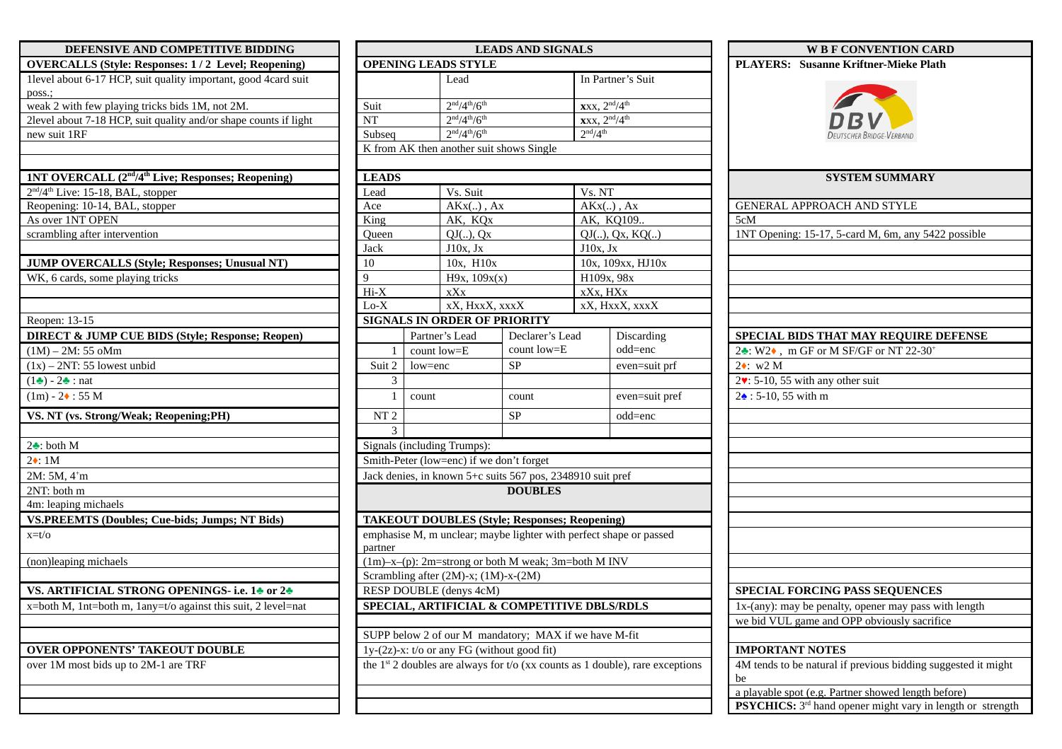# DEFENSIVE AND COMPETITIVE BIDDING

**OVERCALLS (Style: Responses: 1 / 2 Level; Reopening)**

1level about 6-17 HCP, suit quality important, good 4card suit poss.;

weak 2 with few playing tricks bids 1M, not 2M.

2level about 7-18 HCP, suit quality and/or shape counts if light

new suit 1RF

**1NT OVERCALL (2nd/4th Live; Responses; Reopening)**

2nd/4th Live: 15-18, BAL, stopper

Reopening: 10-14, BAL, stopper

As over 1NT OPEN

scrambling after intervention

**JUMP OVERCALLS (Style; Responses; Unusual NT)**

WK, 6 cards, some playing tricks

Reopen: 13-15

**DIRECT & JUMP CUE BIDS (Style; Response; Reopen)**

(1M) – 2M: 55 oMm

(1x) – 2NT: 55 lowest unbid

(1♣) - 2♣ : nat

(1m) - 2♦ : 55 M

**VS. NT (vs. Strong/Weak; Reopening;PH)**

2♣: both M

2♦: 1M

2M: 5M, 4+m

2NT: both m

4m: leaping michaels

**VS.PREEMTS (Doubles; Cue-bids; Jumps; NT Bids)**

x=t/o

(non)leaping michaels

**VS. ARTIFICIAL STRONG OPENINGS- i.e. 1♣ or 2♣**

x=both M, 1nt=both m, 1any=t/o against this suit, 2 level=nat

**OVER OPPONENTS' TAKEOUT DOUBLE**

over 1M most bids up to 2M-1 are TRF

# LEADS AND SIGNALS

**OPENING LEADS STYLE**

| | Lead | In Partner's Suit |
|---|---|---|
| Suit | 2nd/4th/6th | xxx, 2nd/4th |
| NT | 2nd/4th/6th | xxx, 2nd/4th |
| Subseq | 2nd/4th/6th | 2nd/4th |

K from AK then another suit shows Single

**LEADS**

| Lead | Vs. Suit | Vs. NT |
|---|---|---|
| Ace | AKx(..) , Ax | AKx(..) , Ax |
| King | AK, KQx | AK, KQ109.. |
| Queen | QJ(..), Qx | QJ(..), Qx, KQ(..) |
| Jack | J10x, Jx | J10x, Jx |
| 10 | 10x, H10x | 10x, 109xx, HJ10x |
| 9 | H9x, 109x(x) | H109x, 98x |
| Hi-X | xXx | xXx, HXx |
| Lo-X | xX, HxxX, xxxX | xX, HxxX, xxxX |

**SIGNALS IN ORDER OF PRIORITY**

| | | Partner's Lead | Declarer's Lead | Discarding |
|---|---|---|---|---|
| Suit | 1 | count low=E | count low=E | odd=enc |
| | 2 | low=enc | SP | even=suit prf |
| | 3 | | | |
| NT | 1 | count | count | even=suit pref |
| | 2 | | SP | odd=enc |
| | 3 | | | |

Signals (including Trumps):

Smith-Peter (low=enc) if we don't forget

Jack denies, in known 5+c suits 567 pos, 2348910 suit pref

# DOUBLES

**TAKEOUT DOUBLES (Style; Responses; Reopening)**

emphasise M, m unclear; maybe lighter with perfect shape or passed partner

(1m)–x–(p): 2m=strong or both M weak; 3m=both M INV

Scrambling after (2M)-x; (1M)-x-(2M)

RESP DOUBLE (denys 4cM)

**SPECIAL, ARTIFICIAL & COMPETITIVE DBLS/RDLS**

SUPP below 2 of our M mandatory; MAX if we have M-fit

1y-(2z)-x: t/o or any FG (without good fit)

the 1st 2 doubles are always for t/o (xx counts as 1 double), rare exceptions

# W B F CONVENTION CARD

**PLAYERS: Susanne Kriftner-Mieke Plath**

DBV
Deutscher Bridge-Verband

## SYSTEM SUMMARY

GENERAL APPROACH AND STYLE

5cM

1NT Opening: 15-17, 5-card M, 6m, any 5422 possible

**SPECIAL BIDS THAT MAY REQUIRE DEFENSE**

2♣: W2♦ , m GF or M SF/GF or NT 22-30+

2♦: w2 M

2♥: 5-10, 55 with any other suit

2♠ : 5-10, 55 with m

**SPECIAL FORCING PASS SEQUENCES**

1x-(any): may be penalty, opener may pass with length

we bid VUL game and OPP obviously sacrifice

**IMPORTANT NOTES**

4M tends to be natural if previous bidding suggested it might be

a playable spot (e.g. Partner showed length before)

**PSYCHICS:** 3rd hand opener might vary in length or strength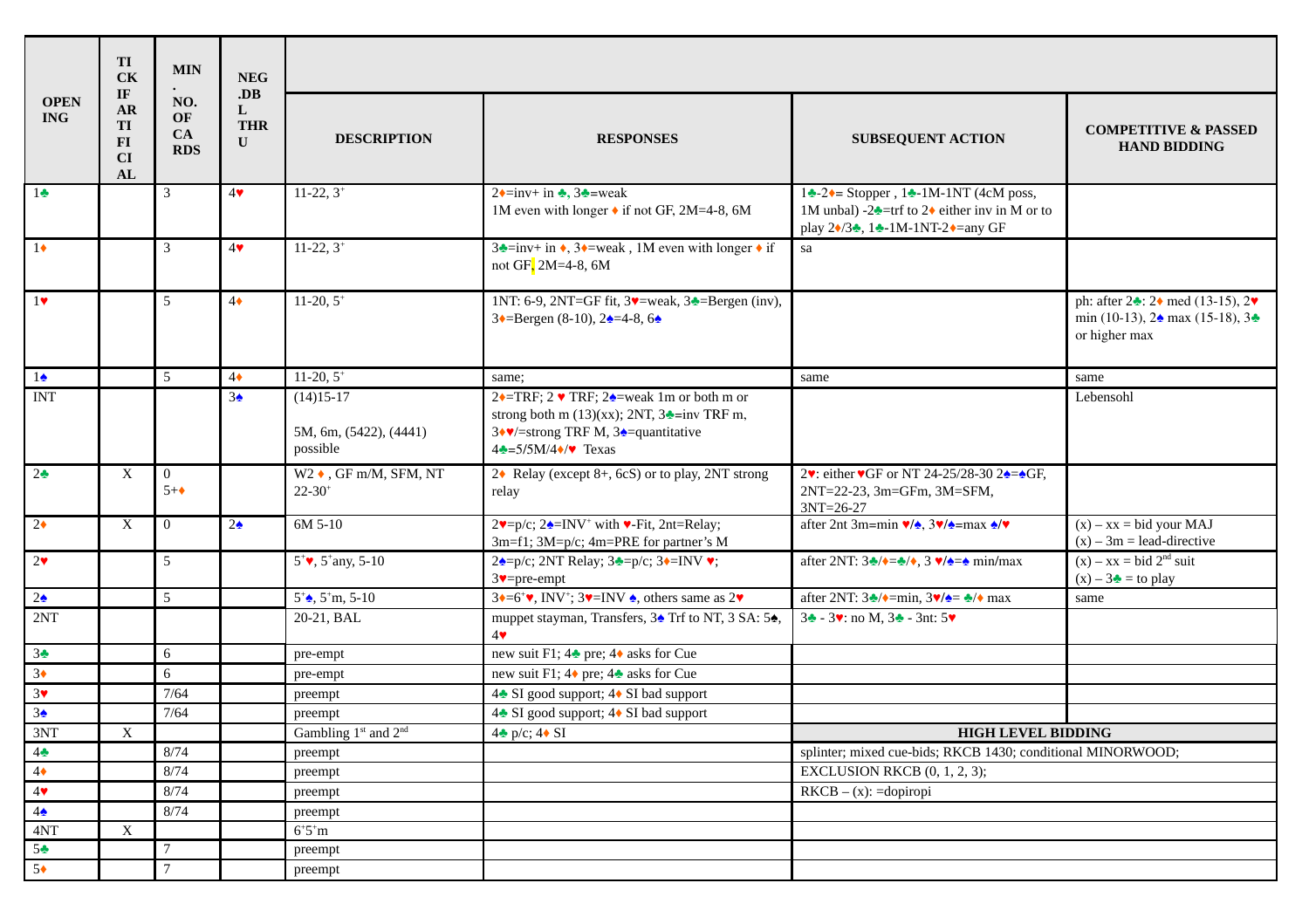| OPENING | TICK IF ARTIFICIAL | MIN. NO. OF CARDS | NEG.DBL THRU | DESCRIPTION | RESPONSES | SUBSEQUENT ACTION | COMPETITIVE & PASSED HAND BIDDING |
|---|---|---|---|---|---|---|---|
| 1♣ | | 3 | 4♥ | 11-22, 3+ | 2♦=inv+ in ♣, 3♣=weak<br>1M even with longer ♦ if not GF, 2M=4-8, 6M | 1♣-2♦= Stopper , 1♣-1M-1NT (4cM poss, 1M unbal) -2♣=trf to 2♦ either inv in M or to play 2♦/3♣, 1♣-1M-1NT-2♦=any GF | |
| 1♦ | | 3 | 4♥ | 11-22, 3+ | 3♣=inv+ in ♦, 3♦=weak , 1M even with longer ♦ if not GF, 2M=4-8, 6M | sa | |
| 1♥ | | 5 | 4♦ | 11-20, 5+ | 1NT: 6-9, 2NT=GF fit, 3♥=weak, 3♣=Bergen (inv), 3♦=Bergen (8-10), 2♠=4-8, 6♠ | | ph: after 2♣: 2♦ med (13-15), 2♥ min (10-13), 2♠ max (15-18), 3♣ or higher max |
| 1♠ | | 5 | 4♦ | 11-20, 5+ | same; | same | same |
| INT | | | 3♠ | (14)15-17<br><br>5M, 6m, (5422), (4441) possible | 2♦=TRF; 2 ♥ TRF; 2♠=weak 1m or both m or strong both m (13)(xx); 2NT, 3♣=inv TRF m, 3♦♥=strong TRF M, 3♠=quantitative<br>4♣=5/5M/4♦/♥ Texas | | Lebensohl |
| 2♣ | X | 0<br>5+♦ | | W2 ♦ , GF m/M, SFM, NT 22-30+ | 2♦ Relay (except 8+, 6cS) or to play, 2NT strong relay | 2♥: either ♥GF or NT 24-25/28-30 2♠=♠GF, 2NT=22-23, 3m=GFm, 3M=SFM, 3NT=26-27 | |
| 2♦ | X | 0 | 2♠ | 6M 5-10 | 2♥=p/c; 2♠=INV+ with ♥-Fit, 2nt=Relay; 3m=f1; 3M=p/c; 4m=PRE for partner's M | after 2nt 3m=min ♥/♠, 3♥/♠=max ♠/♥ | (x) – xx = bid your MAJ<br>(x) – 3m = lead-directive |
| 2♥ | | 5 | | 5+♥, 5+any, 5-10 | 2♠=p/c; 2NT Relay; 3♣=p/c; 3♦=INV ♥;<br>3♥=pre-empt | after 2NT: 3♣/♦=♣/♦, 3 ♥/♠= min/max | (x) – xx = bid 2nd suit<br>(x) – 3♣ = to play |
| 2♠ | | 5 | | 5+♠, 5+m, 5-10 | 3♦=6+♥, INV+; 3♥=INV ♠, others same as 2♥ | after 2NT: 3♣/♦=min, 3♥/♠= ♣/♦ max | same |
| 2NT | | | | 20-21, BAL | muppet stayman, Transfers, 3♠ Trf to NT, 3 SA: 5♠, 4♥ | 3♣ - 3♥: no M, 3♣ - 3nt: 5♥ | |
| 3♣ | | 6 | | pre-empt | new suit F1; 4♣ pre; 4♦ asks for Cue | | |
| 3♦ | | 6 | | pre-empt | new suit F1; 4♦ pre; 4♣ asks for Cue | | |
| 3♥ | | 7/64 | | preempt | 4♣ SI good support; 4♦ SI bad support | | |
| 3♠ | | 7/64 | | preempt | 4♣ SI good support; 4♦ SI bad support | | |
| 3NT | X | | | Gambling 1st and 2nd | 4♣ p/c; 4♦ SI | **HIGH LEVEL BIDDING** | |
| 4♣ | | 8/74 | | preempt | | splinter; mixed cue-bids; RKCB 1430; conditional MINORWOOD; | |
| 4♦ | | 8/74 | | preempt | | EXCLUSION RKCB (0, 1, 2, 3); | |
| 4♥ | | 8/74 | | preempt | | RKCB – (x): =dopiropi | |
| 4♠ | | 8/74 | | preempt | | | |
| 4NT | X | | | 6+5+m | | | |
| 5♣ | | 7 | | preempt | | | |
| 5♦ | | 7 | | preempt | | | |